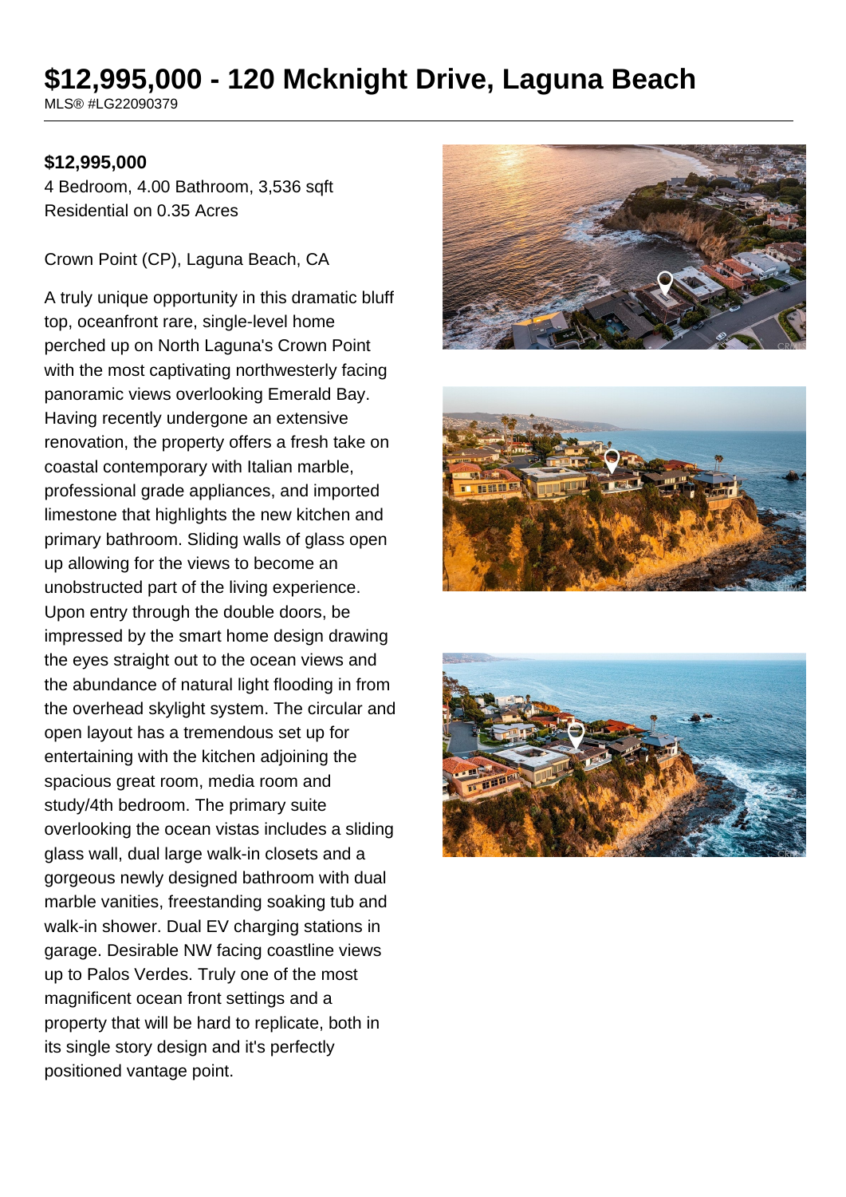# $12,995,000 - 120 Mcknight Drive, Laguna Beach

MLS® #LG22090379

**$12,995,000**

4 Bedroom, 4.00 Bathroom, 3,536 sqft
Residential on 0.35 Acres

Crown Point (CP), Laguna Beach, CA

A truly unique opportunity in this dramatic bluff top, oceanfront rare, single-level home perched up on North Laguna's Crown Point with the most captivating northwesterly facing panoramic views overlooking Emerald Bay. Having recently undergone an extensive renovation, the property offers a fresh take on coastal contemporary with Italian marble, professional grade appliances, and imported limestone that highlights the new kitchen and primary bathroom. Sliding walls of glass open up allowing for the views to become an unobstructed part of the living experience. Upon entry through the double doors, be impressed by the smart home design drawing the eyes straight out to the ocean views and the abundance of natural light flooding in from the overhead skylight system. The circular and open layout has a tremendous set up for entertaining with the kitchen adjoining the spacious great room, media room and study/4th bedroom. The primary suite overlooking the ocean vistas includes a sliding glass wall, dual large walk-in closets and a gorgeous newly designed bathroom with dual marble vanities, freestanding soaking tub and walk-in shower. Dual EV charging stations in garage. Desirable NW facing coastline views up to Palos Verdes. Truly one of the most magnificent ocean front settings and a property that will be hard to replicate, both in its single story design and it's perfectly positioned vantage point.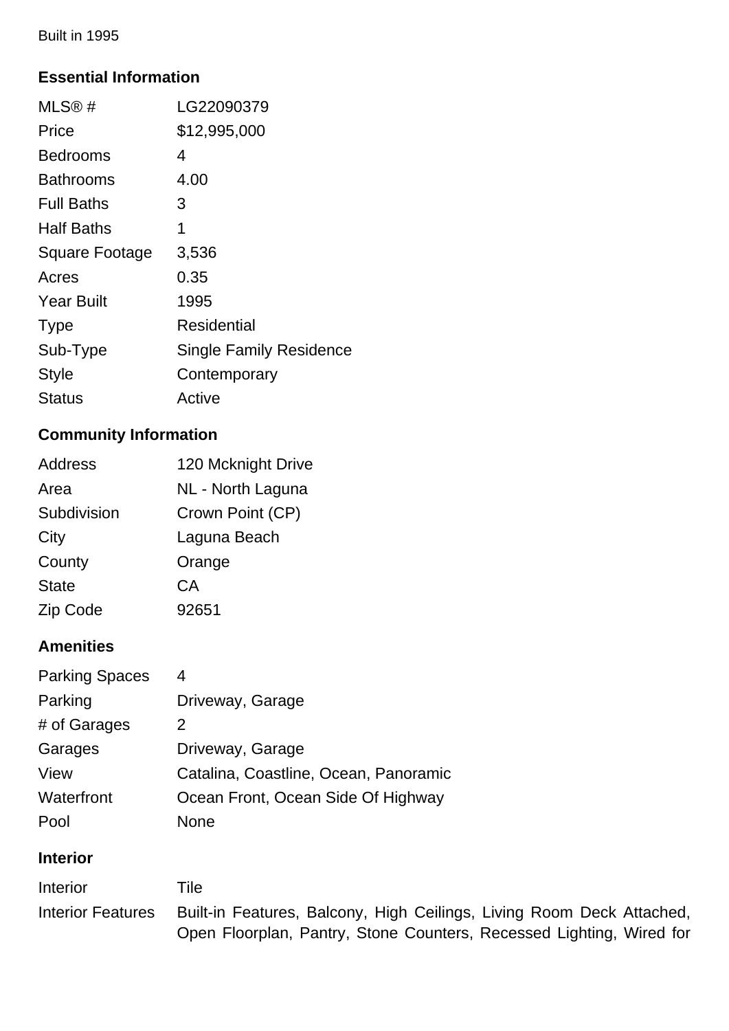Built in 1995

## Essential Information

| | |
|---|---|
| MLS® # | LG22090379 |
| Price | $12,995,000 |
| Bedrooms | 4 |
| Bathrooms | 4.00 |
| Full Baths | 3 |
| Half Baths | 1 |
| Square Footage | 3,536 |
| Acres | 0.35 |
| Year Built | 1995 |
| Type | Residential |
| Sub-Type | Single Family Residence |
| Style | Contemporary |
| Status | Active |

## Community Information

| | |
|---|---|
| Address | 120 Mcknight Drive |
| Area | NL - North Laguna |
| Subdivision | Crown Point (CP) |
| City | Laguna Beach |
| County | Orange |
| State | CA |
| Zip Code | 92651 |

## Amenities

| | |
|---|---|
| Parking Spaces | 4 |
| Parking | Driveway, Garage |
| # of Garages | 2 |
| Garages | Driveway, Garage |
| View | Catalina, Coastline, Ocean, Panoramic |
| Waterfront | Ocean Front, Ocean Side Of Highway |
| Pool | None |

## Interior

| | |
|---|---|
| Interior | Tile |
| Interior Features | Built-in Features, Balcony, High Ceilings, Living Room Deck Attached, Open Floorplan, Pantry, Stone Counters, Recessed Lighting, Wired for |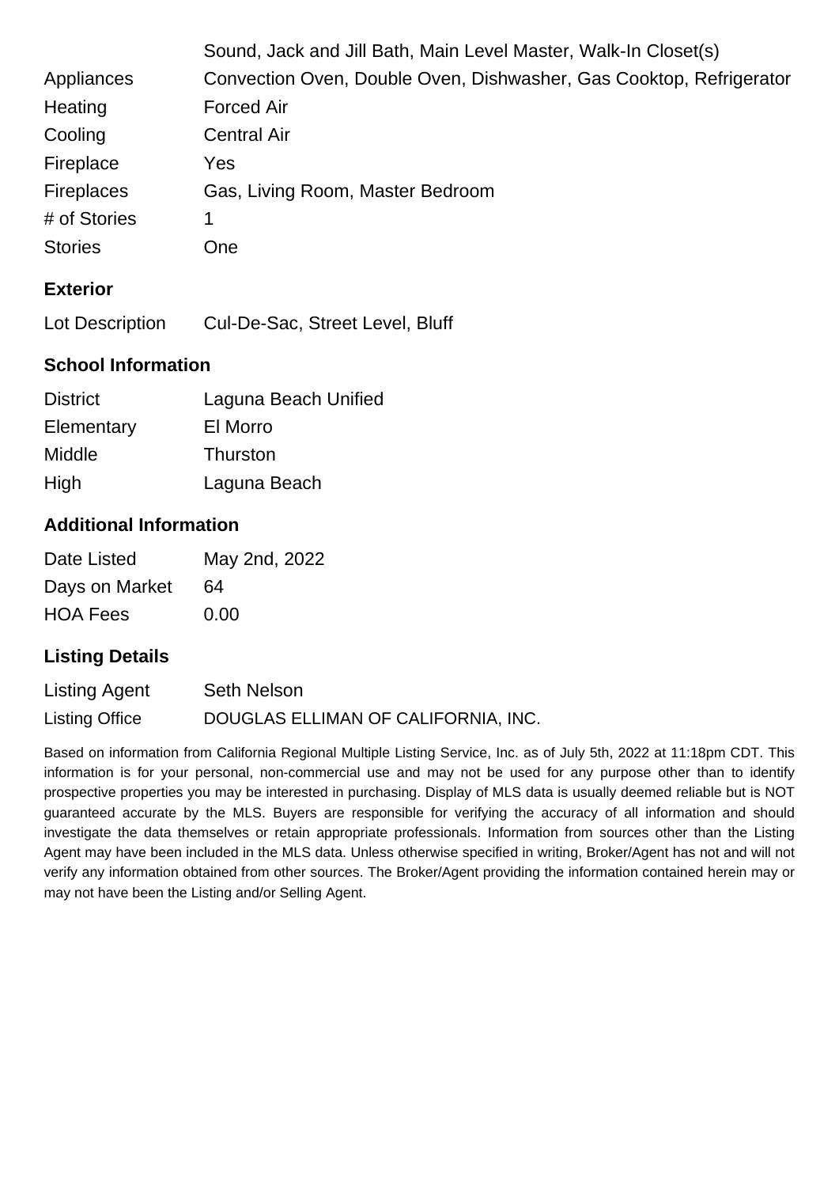| | |
|---|---|
| | Sound, Jack and Jill Bath, Main Level Master, Walk-In Closet(s) |
| Appliances | Convection Oven, Double Oven, Dishwasher, Gas Cooktop, Refrigerator |
| Heating | Forced Air |
| Cooling | Central Air |
| Fireplace | Yes |
| Fireplaces | Gas, Living Room, Master Bedroom |
| # of Stories | 1 |
| Stories | One |

### Exterior

| | |
|---|---|
| Lot Description | Cul-De-Sac, Street Level, Bluff |

### School Information

| | |
|---|---|
| District | Laguna Beach Unified |
| Elementary | El Morro |
| Middle | Thurston |
| High | Laguna Beach |

### Additional Information

| | |
|---|---|
| Date Listed | May 2nd, 2022 |
| Days on Market | 64 |
| HOA Fees | 0.00 |

### Listing Details

| | |
|---|---|
| Listing Agent | Seth Nelson |
| Listing Office | DOUGLAS ELLIMAN OF CALIFORNIA, INC. |

Based on information from California Regional Multiple Listing Service, Inc. as of July 5th, 2022 at 11:18pm CDT. This information is for your personal, non-commercial use and may not be used for any purpose other than to identify prospective properties you may be interested in purchasing. Display of MLS data is usually deemed reliable but is NOT guaranteed accurate by the MLS. Buyers are responsible for verifying the accuracy of all information and should investigate the data themselves or retain appropriate professionals. Information from sources other than the Listing Agent may have been included in the MLS data. Unless otherwise specified in writing, Broker/Agent has not and will not verify any information obtained from other sources. The Broker/Agent providing the information contained herein may or may not have been the Listing and/or Selling Agent.